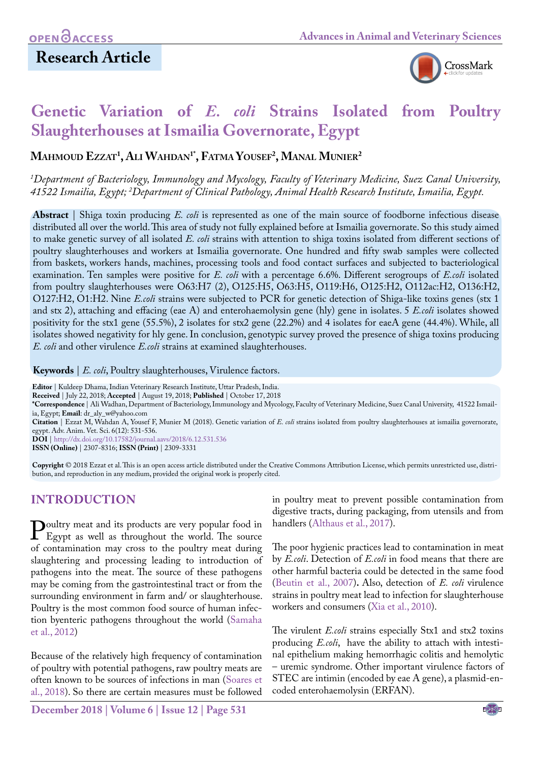OPEN ACCESS

**Research Article**

# Genetic Variation of *E. coli* Strains Isolated from Poultry Slaughterhouses at Ismailia Governorate, Egypt

**Mahmoud Ezzat[1], Ali Wahdan[1*], Fatma Yousef[2], Manal Munier[2]**

*[1]Department of Bacteriology, Immunology and Mycology, Faculty of Veterinary Medicine, Suez Canal University, 41522 Ismailia, Egypt; [2]Department of Clinical Pathology, Animal Health Research Institute, Ismailia, Egypt.*

**Abstract** | Shiga toxin producing *E. coli* is represented as one of the main source of foodborne infectious disease distributed all over the world. This area of study not fully explained before at Ismailia governorate. So this study aimed to make genetic survey of all isolated *E. coli* strains with attention to shiga toxins isolated from different sections of poultry slaughterhouses and workers at Ismailia governorate. One hundred and fifty swab samples were collected from baskets, workers hands, machines, processing tools and food contact surfaces and subjected to bacteriological examination. Ten samples were positive for *E. coli* with a percentage 6.6%. Different serogroups of *E.coli* isolated from poultry slaughterhouses were O63:H7 (2), O125:H5, O63:H5, O119:H6, O125:H2, O112ac:H2, O136:H2, O127:H2, O1:H2. Nine *E.coli* strains were subjected to PCR for genetic detection of Shiga-like toxins genes (stx 1 and stx 2), attaching and effacing (eae A) and enterohaemolysin gene (hly) gene in isolates. 5 *E.coli* isolates showed positivity for the stx1 gene (55.5%), 2 isolates for stx2 gene (22.2%) and 4 isolates for eaeA gene (44.4%). While, all isolates showed negativity for hly gene. In conclusion, genotypic survey proved the presence of shiga toxins producing *E. coli* and other virulence *E.coli* strains at examined slaughterhouses.

**Keywords** | *E. coli*, Poultry slaughterhouses, Virulence factors.

**Editor** | Kuldeep Dhama, Indian Veterinary Research Institute, Uttar Pradesh, India.
**Received** | July 22, 2018; **Accepted** | August 19, 2018; **Published** | October 17, 2018
***Correspondence** | Ali Wadhan, Department of Bacteriology, Immunology and Mycology, Faculty of Veterinary Medicine, Suez Canal University, 41522 Ismailia, Egypt; **Email**: dr_aly_w@yahoo.com
**Citation** | Ezzat M, Wahdan A, Yousef F, Munier M (2018). Genetic variation of *E. coli* strains isolated from poultry slaughterhouses at ismailia governorate, egypt. Adv. Anim. Vet. Sci. 6(12): 531-536.
**DOI** | http://dx.doi.org/10.17582/journal.aavs/2018/6.12.531.536
**ISSN (Online)** | 2307-8316; **ISSN (Print)** | 2309-3331

**Copyright** © 2018 Ezzat et al. This is an open access article distributed under the Creative Commons Attribution License, which permits unrestricted use, distribution, and reproduction in any medium, provided the original work is properly cited.

## INTRODUCTION

Poultry meat and its products are very popular food in Egypt as well as throughout the world. The source of contamination may cross to the poultry meat during slaughtering and processing leading to introduction of pathogens into the meat. The source of these pathogens may be coming from the gastrointestinal tract or from the surrounding environment in farm and/ or slaughterhouse. Poultry is the most common food source of human infection byenteric pathogens throughout the world (Samaha et al., 2012)

Because of the relatively high frequency of contamination of poultry with potential pathogens, raw poultry meats are often known to be sources of infections in man (Soares et al., 2018). So there are certain measures must be followed in poultry meat to prevent possible contamination from digestive tracts, during packaging, from utensils and from handlers (Althaus et al., 2017).

The poor hygienic practices lead to contamination in meat by *E.coli*. Detection of *E.coli* in food means that there are other harmful bacteria could be detected in the same food (Beutin et al., 2007). Also, detection of *E. coli* virulence strains in poultry meat lead to infection for slaughterhouse workers and consumers (Xia et al., 2010).

The virulent *E.coli* strains especially Stx1 and stx2 toxins producing *E.coli*, have the ability to attach with intestinal epithelium making hemorrhagic colitis and hemolytic – uremic syndrome. Other important virulence factors of STEC are intimin (encoded by eae A gene), a plasmid-encoded enterohaemolysin (ERFAN).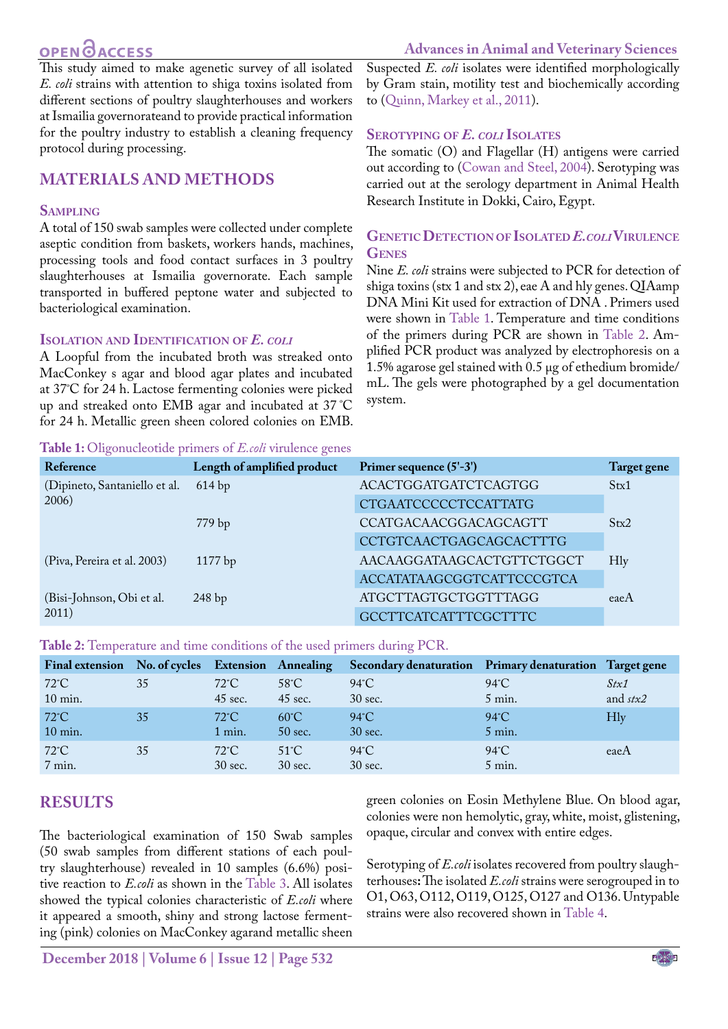This study aimed to make agenetic survey of all isolated *E. coli* strains with attention to shiga toxins isolated from different sections of poultry slaughterhouses and workers at Ismailia governorateand to provide practical information for the poultry industry to establish a cleaning frequency protocol during processing.

## MATERIALS AND METHODS

### Sampling

A total of 150 swab samples were collected under complete aseptic condition from baskets, workers hands, machines, processing tools and food contact surfaces in 3 poultry slaughterhouses at Ismailia governorate. Each sample transported in buffered peptone water and subjected to bacteriological examination.

### Isolation and Identification of *E. coli*

A Loopful from the incubated broth was streaked onto MacConkey s agar and blood agar plates and incubated at 37°C for 24 h. Lactose fermenting colonies were picked up and streaked onto EMB agar and incubated at 37 °C for 24 h. Metallic green sheen colored colonies on EMB. Suspected *E. coli* isolates were identified morphologically by Gram stain, motility test and biochemically according to (Quinn, Markey et al., 2011).

### Serotyping of *E. coli* Isolates

The somatic (O) and Flagellar (H) antigens were carried out according to (Cowan and Steel, 2004). Serotyping was carried out at the serology department in Animal Health Research Institute in Dokki, Cairo, Egypt.

### Genetic Detection of Isolated *E.coli* Virulence Genes

Nine *E. coli* strains were subjected to PCR for detection of shiga toxins (stx 1 and stx 2), eae A and hly genes. QIAamp DNA Mini Kit used for extraction of DNA . Primers used were shown in Table 1. Temperature and time conditions of the primers during PCR are shown in Table 2. Amplified PCR product was analyzed by electrophoresis on a 1.5% agarose gel stained with 0.5 µg of ethedium bromide/mL. The gels were photographed by a gel documentation system.

**Table 1:** Oligonucleotide primers of *E.coli* virulence genes

| Reference | Length of amplified product | Primer sequence (5'-3') | Target gene |
|---|---|---|---|
| (Dipineto, Santaniello et al. 2006) | 614 bp | ACACTGGATGATCTCAGTGG | Stx1 |
| | | CTGAATCCCCCTCCATTATG | |
| | 779 bp | CCATGACAACGGACAGCAGTT | Stx2 |
| | | CCTGTCAACTGAGCAGCACTTTG | |
| (Piva, Pereira et al. 2003) | 1177 bp | AACAAGGATAAGCACTGTTCTGGCT | Hly |
| | | ACCATATAAGCGGTCATTCCCGTCA | |
| (Bisi-Johnson, Obi et al. 2011) | 248 bp | ATGCTTAGTGCTGGTTTAGG | eaeA |
| | | GCCTTCATCATTTCGCTTTC | |

**Table 2:** Temperature and time conditions of the used primers during PCR.

| Final extension | No. of cycles | Extension | Annealing | Secondary denaturation | Primary denaturation | Target gene |
|---|---|---|---|---|---|---|
| 72°C 10 min. | 35 | 72°C 45 sec. | 58°C 45 sec. | 94°C 30 sec. | 94°C 5 min. | *Stx1* and *stx2* |
| 72°C 10 min. | 35 | 72°C 1 min. | 60°C 50 sec. | 94°C 30 sec. | 94°C 5 min. | Hly |
| 72°C 7 min. | 35 | 72°C 30 sec. | 51°C 30 sec. | 94°C 30 sec. | 94°C 5 min. | eaeA |

## RESULTS

The bacteriological examination of 150 Swab samples (50 swab samples from different stations of each poultry slaughterhouse) revealed in 10 samples (6.6%) positive reaction to *E.coli* as shown in the Table 3. All isolates showed the typical colonies characteristic of *E.coli* where it appeared a smooth, shiny and strong lactose fermenting (pink) colonies on MacConkey agarand metallic sheen green colonies on Eosin Methylene Blue. On blood agar, colonies were non hemolytic, gray, white, moist, glistening, opaque, circular and convex with entire edges.

Serotyping of *E.coli* isolates recovered from poultry slaughterhouses**:** The isolated *E.coli* strains were serogrouped in to O1, O63, O112, O119, O125, O127 and O136. Untypable strains were also recovered shown in Table 4.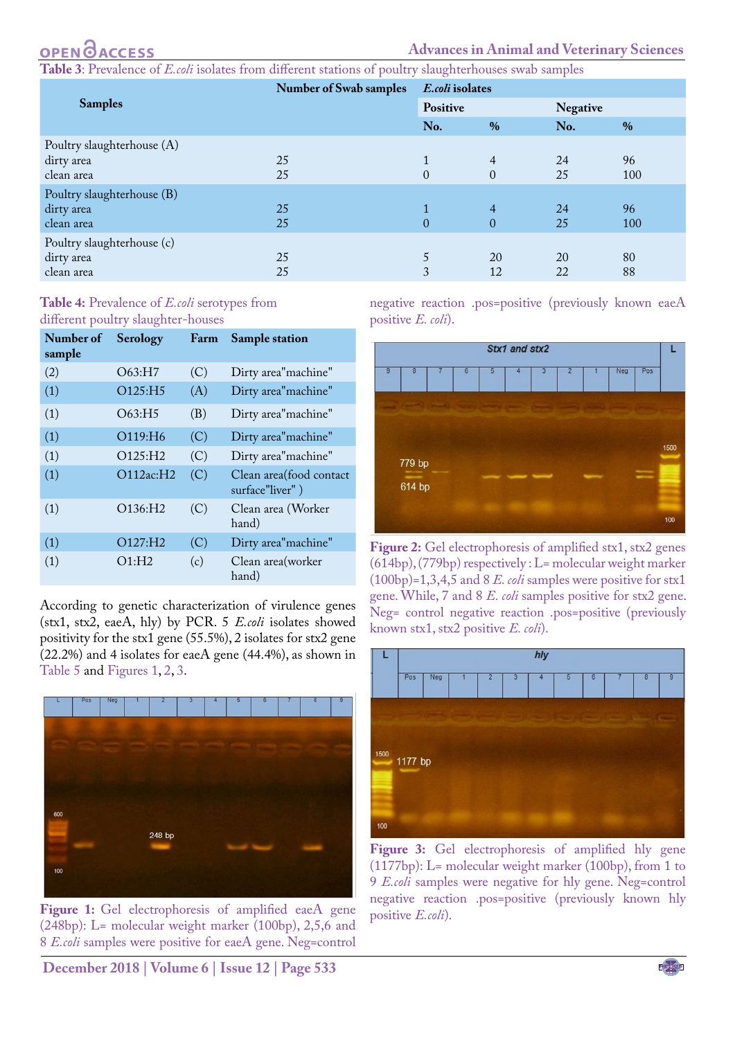**Table 3**: Prevalence of *E.coli* isolates from different stations of poultry slaughterhouses swab samples

| Samples | Number of Swab samples | *E.coli* isolates | | | |
|---|---|---|---|---|---|
| | | Positive | | Negative | |
| | | No. | % | No. | % |
| Poultry slaughterhouse (A) | | | | | |
| dirty area | 25 | 1 | 4 | 24 | 96 |
| clean area | 25 | 0 | 0 | 25 | 100 |
| Poultry slaughterhouse (B) | | | | | |
| dirty area | 25 | 1 | 4 | 24 | 96 |
| clean area | 25 | 0 | 0 | 25 | 100 |
| Poultry slaughterhouse (c) | | | | | |
| dirty area | 25 | 5 | 20 | 20 | 80 |
| clean area | 25 | 3 | 12 | 22 | 88 |

**Table 4:** Prevalence of *E.coli* serotypes from different poultry slaughter-houses

| Number of sample | Serology | Farm | Sample station |
|---|---|---|---|
| (2) | O63:H7 | (C) | Dirty area"machine" |
| (1) | O125:H5 | (A) | Dirty area"machine" |
| (1) | O63:H5 | (B) | Dirty area"machine" |
| (1) | O119:H6 | (C) | Dirty area"machine" |
| (1) | O125:H2 | (C) | Dirty area"machine" |
| (1) | O112ac:H2 | (C) | Clean area(food contact surface"liver" ) |
| (1) | O136:H2 | (C) | Clean area (Worker hand) |
| (1) | O127:H2 | (C) | Dirty area"machine" |
| (1) | O1:H2 | (c) | Clean area(worker hand) |

According to genetic characterization of virulence genes (stx1, stx2, eaeA, hly) by PCR. 5 *E.coli* isolates showed positivity for the stx1 gene (55.5%), 2 isolates for stx2 gene (22.2%) and 4 isolates for eaeA gene (44.4%), as shown in Table 5 and Figures 1, 2, 3.

**Figure 1:** Gel electrophoresis of amplified eaeA gene (248bp): L= molecular weight marker (100bp), 2,5,6 and 8 *E.coli* samples were positive for eaeA gene. Neg=control negative reaction .pos=positive (previously known eaeA positive *E. coli*).

**Figure 2:** Gel electrophoresis of amplified stx1, stx2 genes (614bp), (779bp) respectively : L= molecular weight marker (100bp)=1,3,4,5 and 8 *E. coli* samples were positive for stx1 gene. While, 7 and 8 *E. coli* samples positive for stx2 gene. Neg= control negative reaction .pos=positive (previously known stx1, stx2 positive *E. coli*).

**Figure 3:** Gel electrophoresis of amplified hly gene (1177bp): L= molecular weight marker (100bp), from 1 to 9 *E.coli* samples were negative for hly gene. Neg=control negative reaction .pos=positive (previously known hly positive *E.coli*).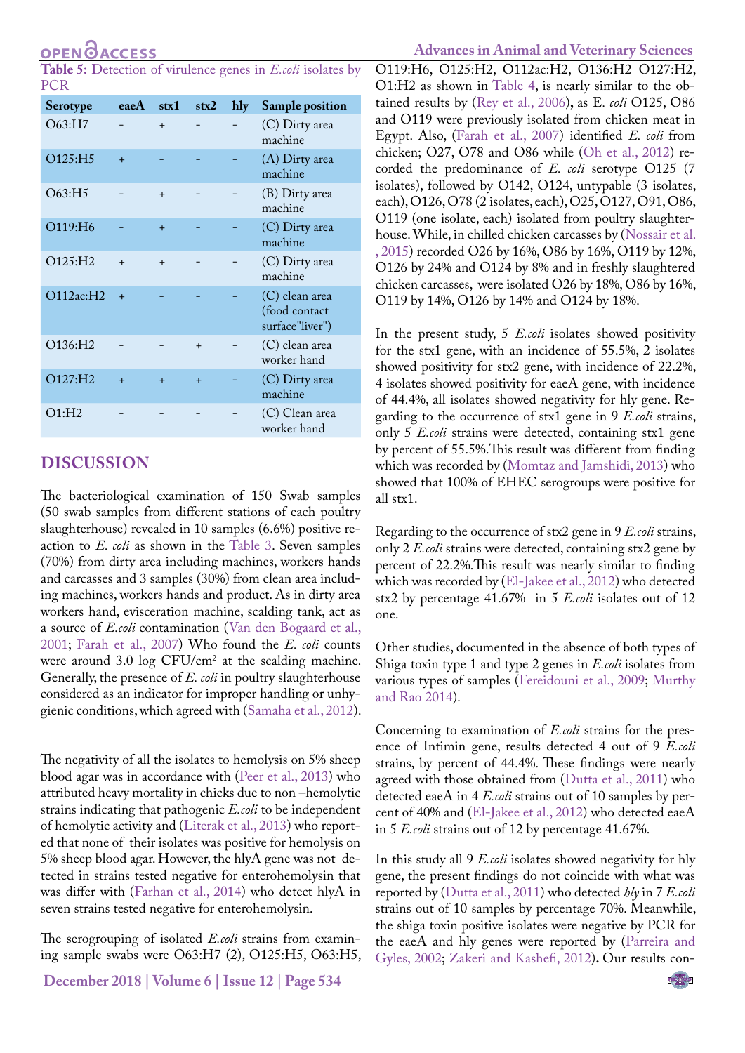**Table 5:** Detection of virulence genes in *E.coli* isolates by PCR

| Serotype | eaeA | stx1 | stx2 | hly | Sample position |
|---|---|---|---|---|---|
| O63:H7 | - | + | - | - | (C) Dirty area machine |
| O125:H5 | + | - | - | - | (A) Dirty area machine |
| O63:H5 | - | + | - | - | (B) Dirty area machine |
| O119:H6 | - | + | - | - | (C) Dirty area machine |
| O125:H2 | + | + | - | - | (C) Dirty area machine |
| O112ac:H2 | + | - | - | - | (C) clean area (food contact surface"liver") |
| O136:H2 | - | - | + | - | (C) clean area worker hand |
| O127:H2 | + | + | + | - | (C) Dirty area machine |
| O1:H2 | - | - | - | - | (C) Clean area worker hand |

## DISCUSSION

The bacteriological examination of 150 Swab samples (50 swab samples from different stations of each poultry slaughterhouse) revealed in 10 samples (6.6%) positive reaction to *E. coli* as shown in the Table 3. Seven samples (70%) from dirty area including machines, workers hands and carcasses and 3 samples (30%) from clean area including machines, workers hands and product. As in dirty area workers hand, evisceration machine, scalding tank, act as a source of *E.coli* contamination (Van den Bogaard et al., 2001; Farah et al., 2007) Who found the *E. coli* counts were around 3.0 log CFU/cm$^2$ at the scalding machine. Generally, the presence of *E. coli* in poultry slaughterhouse considered as an indicator for improper handling or unhygienic conditions, which agreed with (Samaha et al., 2012).

The negativity of all the isolates to hemolysis on 5% sheep blood agar was in accordance with (Peer et al., 2013) who attributed heavy mortality in chicks due to non –hemolytic strains indicating that pathogenic *E.coli* to be independent of hemolytic activity and (Literak et al., 2013) who reported that none of their isolates was positive for hemolysis on 5% sheep blood agar. However, the hlyA gene was not detected in strains tested negative for enterohemolysin that was differ with (Farhan et al., 2014) who detect hlyA in seven strains tested negative for enterohemolysin.

The serogrouping of isolated *E.coli* strains from examining sample swabs were O63:H7 (2), O125:H5, O63:H5, O119:H6, O125:H2, O112ac:H2, O136:H2 O127:H2, O1:H2 as shown in Table 4, is nearly similar to the obtained results by (Rey et al., 2006), as E. *coli* O125, O86 and O119 were previously isolated from chicken meat in Egypt. Also, (Farah et al., 2007) identified *E. coli* from chicken; O27, O78 and O86 while (Oh et al., 2012) recorded the predominance of *E. coli* serotype O125 (7 isolates), followed by O142, O124, untypable (3 isolates, each), O126, O78 (2 isolates, each), O25, O127, O91, O86, O119 (one isolate, each) isolated from poultry slaughterhouse. While, in chilled chicken carcasses by (Nossair et al., 2015) recorded O26 by 16%, O86 by 16%, O119 by 12%, O126 by 24% and O124 by 8% and in freshly slaughtered chicken carcasses, were isolated O26 by 18%, O86 by 16%, O119 by 14%, O126 by 14% and O124 by 18%.

In the present study, 5 *E.coli* isolates showed positivity for the stx1 gene, with an incidence of 55.5%, 2 isolates showed positivity for stx2 gene, with incidence of 22.2%, 4 isolates showed positivity for eaeA gene, with incidence of 44.4%, all isolates showed negativity for hly gene. Regarding to the occurrence of stx1 gene in 9 *E.coli* strains, only 5 *E.coli* strains were detected, containing stx1 gene by percent of 55.5%.This result was different from finding which was recorded by (Momtaz and Jamshidi, 2013) who showed that 100% of EHEC serogroups were positive for all stx1.

Regarding to the occurrence of stx2 gene in 9 *E.coli* strains, only 2 *E.coli* strains were detected, containing stx2 gene by percent of 22.2%.This result was nearly similar to finding which was recorded by (El-Jakee et al., 2012) who detected stx2 by percentage 41.67% in 5 *E.coli* isolates out of 12 one.

Other studies, documented in the absence of both types of Shiga toxin type 1 and type 2 genes in *E.coli* isolates from various types of samples (Fereidouni et al., 2009; Murthy and Rao 2014).

Concerning to examination of *E.coli* strains for the presence of Intimin gene, results detected 4 out of 9 *E.coli* strains, by percent of 44.4%. These findings were nearly agreed with those obtained from (Dutta et al., 2011) who detected eaeA in 4 *E.coli* strains out of 10 samples by percent of 40% and (El-Jakee et al., 2012) who detected eaeA in 5 *E.coli* strains out of 12 by percentage 41.67%.

In this study all 9 *E.coli* isolates showed negativity for hly gene, the present findings do not coincide with what was reported by (Dutta et al., 2011) who detected *hly* in 7 *E.coli* strains out of 10 samples by percentage 70%. Meanwhile, the shiga toxin positive isolates were negative by PCR for the eaeA and hly genes were reported by (Parreira and Gyles, 2002; Zakeri and Kashefi, 2012). Our results con-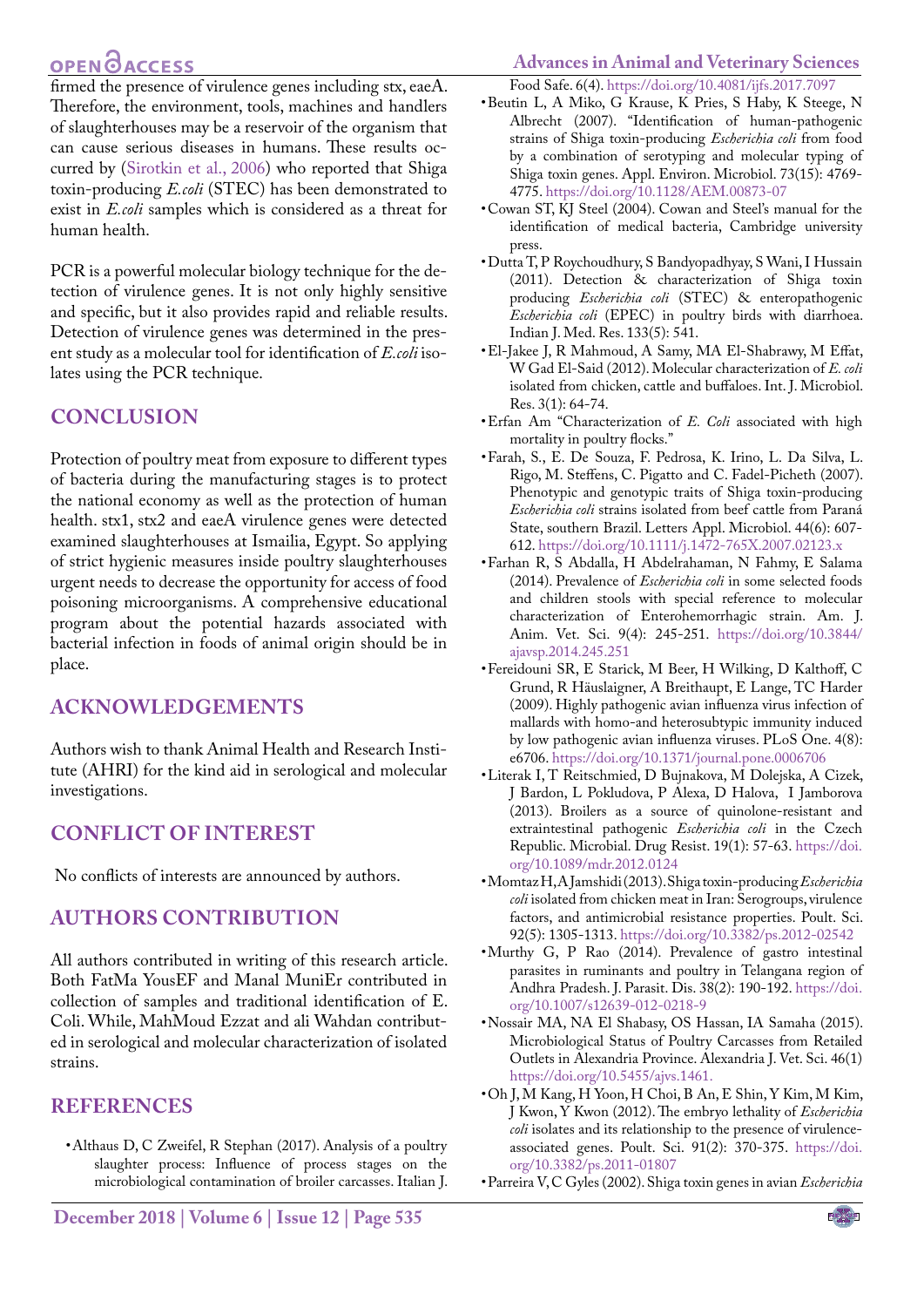firmed the presence of virulence genes including stx, eaeA. Therefore, the environment, tools, machines and handlers of slaughterhouses may be a reservoir of the organism that can cause serious diseases in humans. These results occurred by (Sirotkin et al., 2006) who reported that Shiga toxin-producing *E.coli* (STEC) has been demonstrated to exist in *E.coli* samples which is considered as a threat for human health.

PCR is a powerful molecular biology technique for the detection of virulence genes. It is not only highly sensitive and specific, but it also provides rapid and reliable results. Detection of virulence genes was determined in the present study as a molecular tool for identification of *E.coli* isolates using the PCR technique.

## CONCLUSION

Protection of poultry meat from exposure to different types of bacteria during the manufacturing stages is to protect the national economy as well as the protection of human health. stx1, stx2 and eaeA virulence genes were detected examined slaughterhouses at Ismailia, Egypt. So applying of strict hygienic measures inside poultry slaughterhouses urgent needs to decrease the opportunity for access of food poisoning microorganisms. A comprehensive educational program about the potential hazards associated with bacterial infection in foods of animal origin should be in place.

## ACKNOWLEDGEMENTS

Authors wish to thank Animal Health and Research Institute (AHRI) for the kind aid in serological and molecular investigations.

## CONFLICT OF INTEREST

No conflicts of interests are announced by authors.

## AUTHORS CONTRIBUTION

All authors contributed in writing of this research article. Both FatMa YousEF and Manal MuniEr contributed in collection of samples and traditional identification of E. Coli. While, MahMoud Ezzat and ali Wahdan contributed in serological and molecular characterization of isolated strains.

## REFERENCES

- Althaus D, C Zweifel, R Stephan (2017). Analysis of a poultry slaughter process: Influence of process stages on the microbiological contamination of broiler carcasses. Italian J. Food Safe. 6(4). https://doi.org/10.4081/ijfs.2017.7097
- Beutin L, A Miko, G Krause, K Pries, S Haby, K Steege, N Albrecht (2007). "Identification of human-pathogenic strains of Shiga toxin-producing *Escherichia coli* from food by a combination of serotyping and molecular typing of Shiga toxin genes. Appl. Environ. Microbiol. 73(15): 4769-4775. https://doi.org/10.1128/AEM.00873-07
- Cowan ST, KJ Steel (2004). Cowan and Steel's manual for the identification of medical bacteria, Cambridge university press.
- Dutta T, P Roychoudhury, S Bandyopadhyay, S Wani, I Hussain (2011). Detection & characterization of Shiga toxin producing *Escherichia coli* (STEC) & enteropathogenic *Escherichia coli* (EPEC) in poultry birds with diarrhoea. Indian J. Med. Res. 133(5): 541.
- El-Jakee J, R Mahmoud, A Samy, MA El-Shabrawy, M Effat, W Gad El-Said (2012). Molecular characterization of *E. coli* isolated from chicken, cattle and buffaloes. Int. J. Microbiol. Res. 3(1): 64-74.
- Erfan Am "Characterization of *E. Coli* associated with high mortality in poultry flocks."
- Farah, S., E. De Souza, F. Pedrosa, K. Irino, L. Da Silva, L. Rigo, M. Steffens, C. Pigatto and C. Fadel-Picheth (2007). Phenotypic and genotypic traits of Shiga toxin-producing *Escherichia coli* strains isolated from beef cattle from Paraná State, southern Brazil. Letters Appl. Microbiol. 44(6): 607-612. https://doi.org/10.1111/j.1472-765X.2007.02123.x
- Farhan R, S Abdalla, H Abdelrahaman, N Fahmy, E Salama (2014). Prevalence of *Escherichia coli* in some selected foods and children stools with special reference to molecular characterization of Enterohemorrhagic strain. Am. J. Anim. Vet. Sci. 9(4): 245-251. https://doi.org/10.3844/ajavsp.2014.245.251
- Fereidouni SR, E Starick, M Beer, H Wilking, D Kalthoff, C Grund, R Häuslaigner, A Breithaupt, E Lange, TC Harder (2009). Highly pathogenic avian influenza virus infection of mallards with homo-and heterosubtypic immunity induced by low pathogenic avian influenza viruses. PLoS One. 4(8): e6706. https://doi.org/10.1371/journal.pone.0006706
- Literak I, T Reitschmied, D Bujnakova, M Dolejska, A Cizek, J Bardon, L Pokludova, P Alexa, D Halova, I Jamborova (2013). Broilers as a source of quinolone-resistant and extraintestinal pathogenic *Escherichia coli* in the Czech Republic. Microbial. Drug Resist. 19(1): 57-63. https://doi.org/10.1089/mdr.2012.0124
- Momtaz H, A Jamshidi (2013). Shiga toxin-producing *Escherichia coli* isolated from chicken meat in Iran: Serogroups, virulence factors, and antimicrobial resistance properties. Poult. Sci. 92(5): 1305-1313. https://doi.org/10.3382/ps.2012-02542
- Murthy G, P Rao (2014). Prevalence of gastro intestinal parasites in ruminants and poultry in Telangana region of Andhra Pradesh. J. Parasit. Dis. 38(2): 190-192. https://doi.org/10.1007/s12639-012-0218-9
- Nossair MA, NA El Shabasy, OS Hassan, IA Samaha (2015). Microbiological Status of Poultry Carcasses from Retailed Outlets in Alexandria Province. Alexandria J. Vet. Sci. 46(1) https://doi.org/10.5455/ajvs.1461.
- Oh J, M Kang, H Yoon, H Choi, B An, E Shin, Y Kim, M Kim, J Kwon, Y Kwon (2012). The embryo lethality of *Escherichia coli* isolates and its relationship to the presence of virulence-associated genes. Poult. Sci. 91(2): 370-375. https://doi.org/10.3382/ps.2011-01807
- Parreira V, C Gyles (2002). Shiga toxin genes in avian *Escherichia*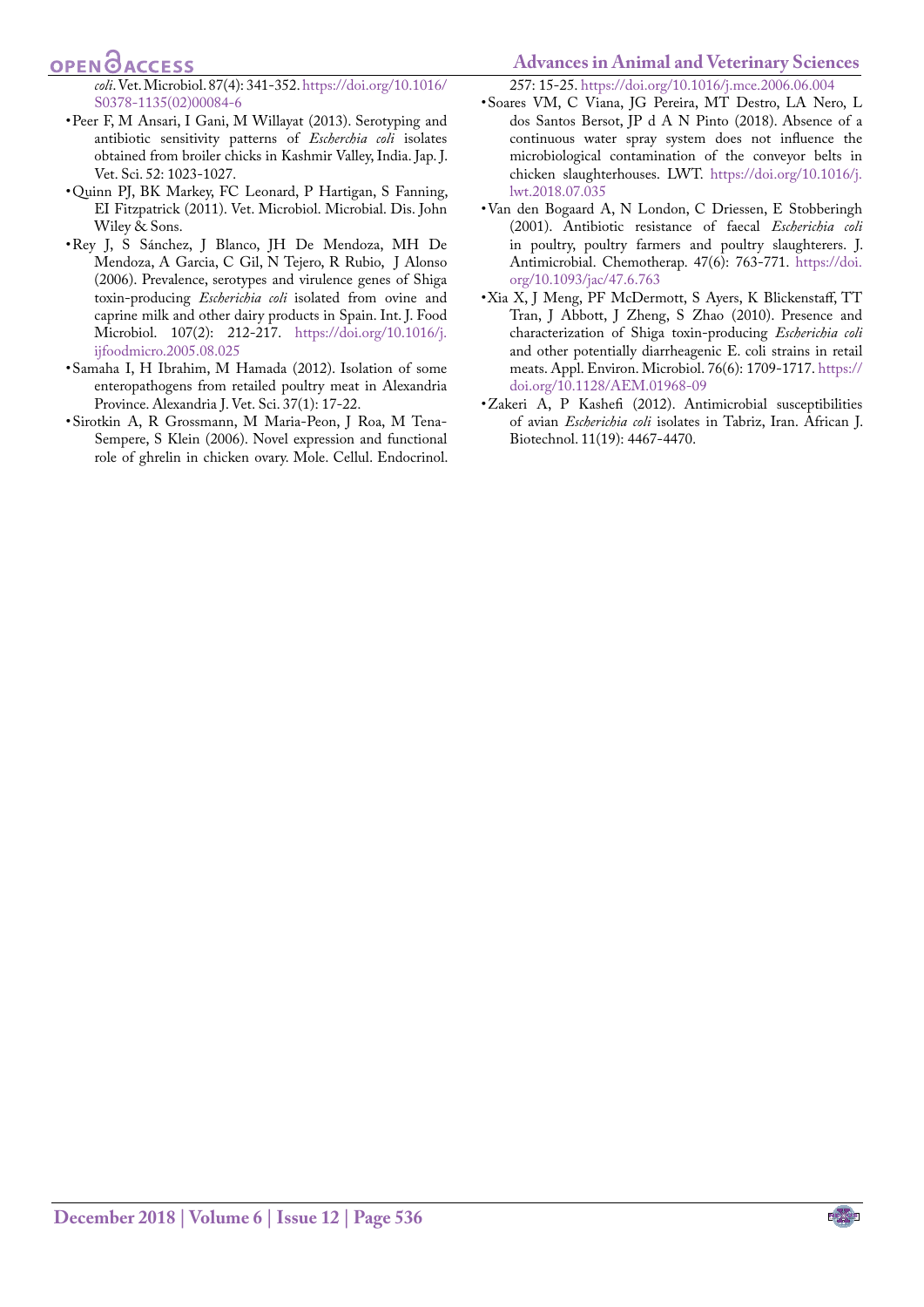*coli*. Vet. Microbiol. 87(4): 341-352. https://doi.org/10.1016/S0378-1135(02)00084-6

- Peer F, M Ansari, I Gani, M Willayat (2013). Serotyping and antibiotic sensitivity patterns of *Escherchia coli* isolates obtained from broiler chicks in Kashmir Valley, India. Jap. J. Vet. Sci. 52: 1023-1027.
- Quinn PJ, BK Markey, FC Leonard, P Hartigan, S Fanning, EI Fitzpatrick (2011). Vet. Microbiol. Microbial. Dis. John Wiley & Sons.
- Rey J, S Sánchez, J Blanco, JH De Mendoza, MH De Mendoza, A Garcia, C Gil, N Tejero, R Rubio, J Alonso (2006). Prevalence, serotypes and virulence genes of Shiga toxin-producing *Escherichia coli* isolated from ovine and caprine milk and other dairy products in Spain. Int. J. Food Microbiol. 107(2): 212-217. https://doi.org/10.1016/j.ijfoodmicro.2005.08.025
- Samaha I, H Ibrahim, M Hamada (2012). Isolation of some enteropathogens from retailed poultry meat in Alexandria Province. Alexandria J. Vet. Sci. 37(1): 17-22.
- Sirotkin A, R Grossmann, M Maria-Peon, J Roa, M Tena-Sempere, S Klein (2006). Novel expression and functional role of ghrelin in chicken ovary. Mole. Cellul. Endocrinol. 257: 15-25. https://doi.org/10.1016/j.mce.2006.06.004
- Soares VM, C Viana, JG Pereira, MT Destro, LA Nero, L dos Santos Bersot, JP d A N Pinto (2018). Absence of a continuous water spray system does not influence the microbiological contamination of the conveyor belts in chicken slaughterhouses. LWT. https://doi.org/10.1016/j.lwt.2018.07.035
- Van den Bogaard A, N London, C Driessen, E Stobberingh (2001). Antibiotic resistance of faecal *Escherichia coli* in poultry, poultry farmers and poultry slaughterers. J. Antimicrobial. Chemotherap. 47(6): 763-771. https://doi.org/10.1093/jac/47.6.763
- Xia X, J Meng, PF McDermott, S Ayers, K Blickenstaff, TT Tran, J Abbott, J Zheng, S Zhao (2010). Presence and characterization of Shiga toxin-producing *Escherichia coli* and other potentially diarrheagenic E. coli strains in retail meats. Appl. Environ. Microbiol. 76(6): 1709-1717. https://doi.org/10.1128/AEM.01968-09
- Zakeri A, P Kashefi (2012). Antimicrobial susceptibilities of avian *Escherichia coli* isolates in Tabriz, Iran. African J. Biotechnol. 11(19): 4467-4470.